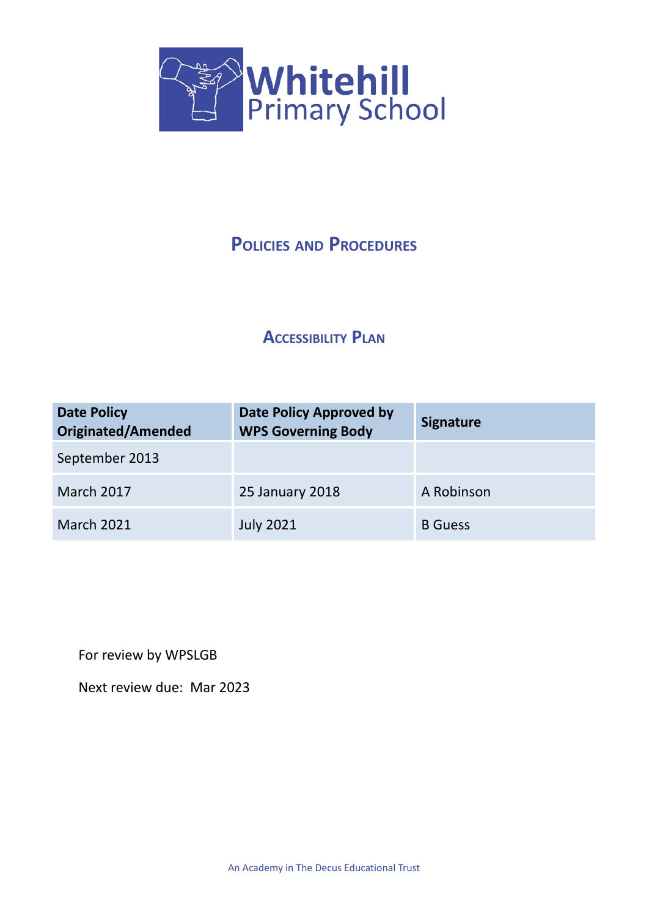# Whitehill Primary School

## Policies and Procedures

## Accessibility Plan

| Date Policy Originated/Amended | Date Policy Approved by WPS Governing Body | Signature |
|---|---|---|
| September 2013 | | |
| March 2017 | 25 January 2018 | A Robinson |
| March 2021 | July 2021 | B Guess |

For review by WPSLGB

Next review due: Mar 2023

An Academy in The Decus Educational Trust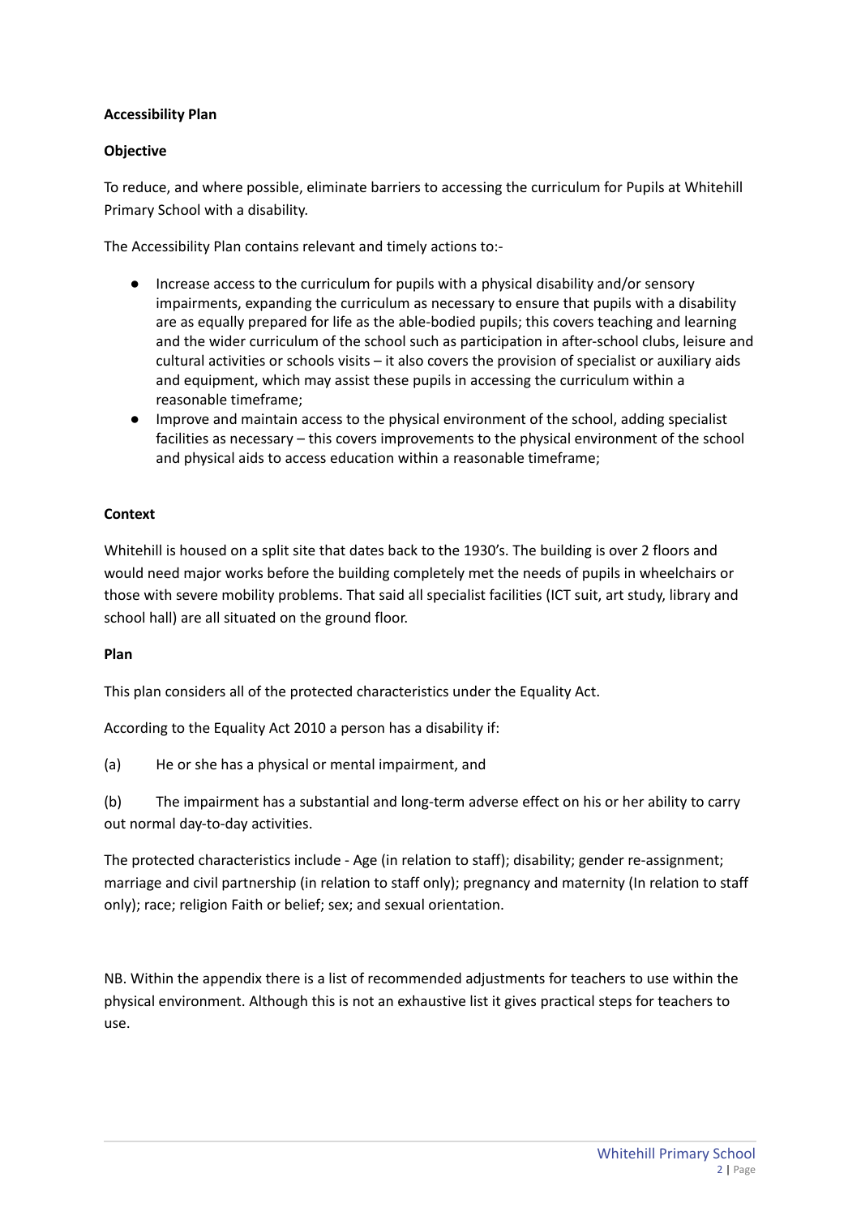**Accessibility Plan**

**Objective**

To reduce, and where possible, eliminate barriers to accessing the curriculum for Pupils at Whitehill Primary School with a disability.

The Accessibility Plan contains relevant and timely actions to:-

- Increase access to the curriculum for pupils with a physical disability and/or sensory impairments, expanding the curriculum as necessary to ensure that pupils with a disability are as equally prepared for life as the able-bodied pupils; this covers teaching and learning and the wider curriculum of the school such as participation in after-school clubs, leisure and cultural activities or schools visits – it also covers the provision of specialist or auxiliary aids and equipment, which may assist these pupils in accessing the curriculum within a reasonable timeframe;
- Improve and maintain access to the physical environment of the school, adding specialist facilities as necessary – this covers improvements to the physical environment of the school and physical aids to access education within a reasonable timeframe;

**Context**

Whitehill is housed on a split site that dates back to the 1930's. The building is over 2 floors and would need major works before the building completely met the needs of pupils in wheelchairs or those with severe mobility problems. That said all specialist facilities (ICT suit, art study, library and school hall) are all situated on the ground floor.

**Plan**

This plan considers all of the protected characteristics under the Equality Act.

According to the Equality Act 2010 a person has a disability if:

(a) He or she has a physical or mental impairment, and

(b) The impairment has a substantial and long-term adverse effect on his or her ability to carry out normal day-to-day activities.

The protected characteristics include - Age (in relation to staff); disability; gender re-assignment; marriage and civil partnership (in relation to staff only); pregnancy and maternity (In relation to staff only); race; religion Faith or belief; sex; and sexual orientation.

NB. Within the appendix there is a list of recommended adjustments for teachers to use within the physical environment. Although this is not an exhaustive list it gives practical steps for teachers to use.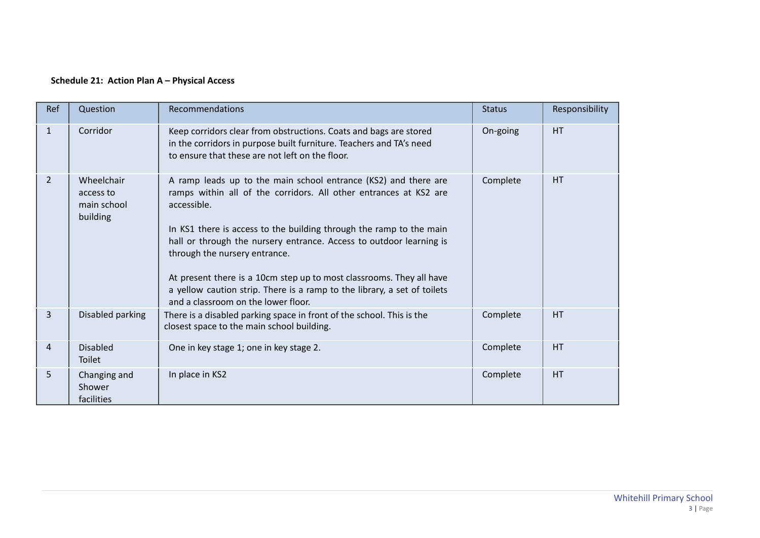**Schedule 21: Action Plan A – Physical Access**

| Ref | Question | Recommendations | Status | Responsibility |
|---|---|---|---|---|
| 1 | Corridor | Keep corridors clear from obstructions. Coats and bags are stored in the corridors in purpose built furniture. Teachers and TA's need to ensure that these are not left on the floor. | On-going | HT |
| 2 | Wheelchair access to main school building | A ramp leads up to the main school entrance (KS2) and there are ramps within all of the corridors. All other entrances at KS2 are accessible.<br><br>In KS1 there is access to the building through the ramp to the main hall or through the nursery entrance. Access to outdoor learning is through the nursery entrance.<br><br>At present there is a 10cm step up to most classrooms. They all have a yellow caution strip. There is a ramp to the library, a set of toilets and a classroom on the lower floor. | Complete | HT |
| 3 | Disabled parking | There is a disabled parking space in front of the school. This is the closest space to the main school building. | Complete | HT |
| 4 | Disabled Toilet | One in key stage 1; one in key stage 2. | Complete | HT |
| 5 | Changing and Shower facilities | In place in KS2 | Complete | HT |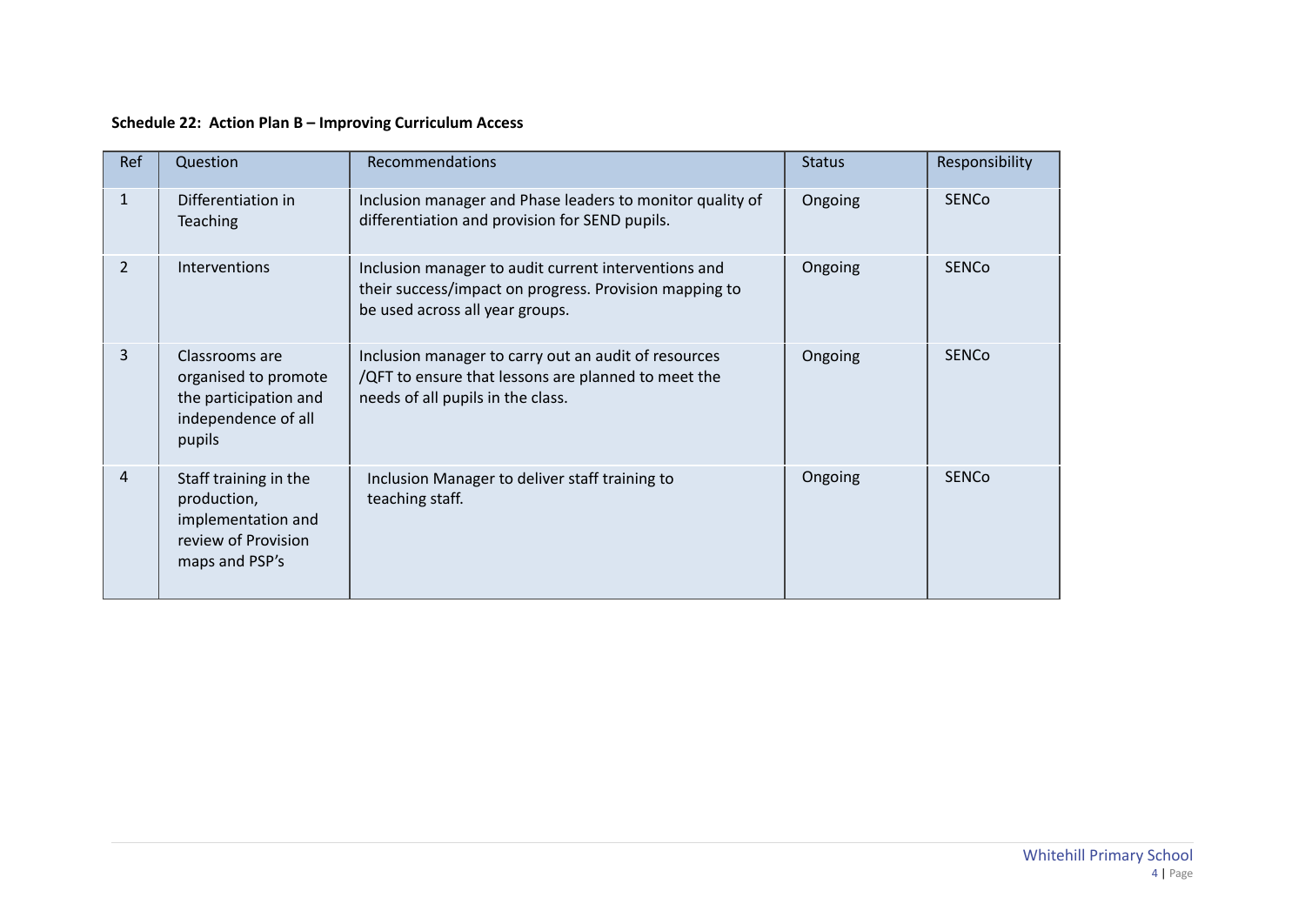**Schedule 22: Action Plan B – Improving Curriculum Access**

| Ref | Question | Recommendations | Status | Responsibility |
|---|---|---|---|---|
| 1 | Differentiation in Teaching | Inclusion manager and Phase leaders to monitor quality of differentiation and provision for SEND pupils. | Ongoing | SENCo |
| 2 | Interventions | Inclusion manager to audit current interventions and their success/impact on progress. Provision mapping to be used across all year groups. | Ongoing | SENCo |
| 3 | Classrooms are organised to promote the participation and independence of all pupils | Inclusion manager to carry out an audit of resources /QFT to ensure that lessons are planned to meet the needs of all pupils in the class. | Ongoing | SENCo |
| 4 | Staff training in the production, implementation and review of Provision maps and PSP's | Inclusion Manager to deliver staff training to teaching staff. | Ongoing | SENCo |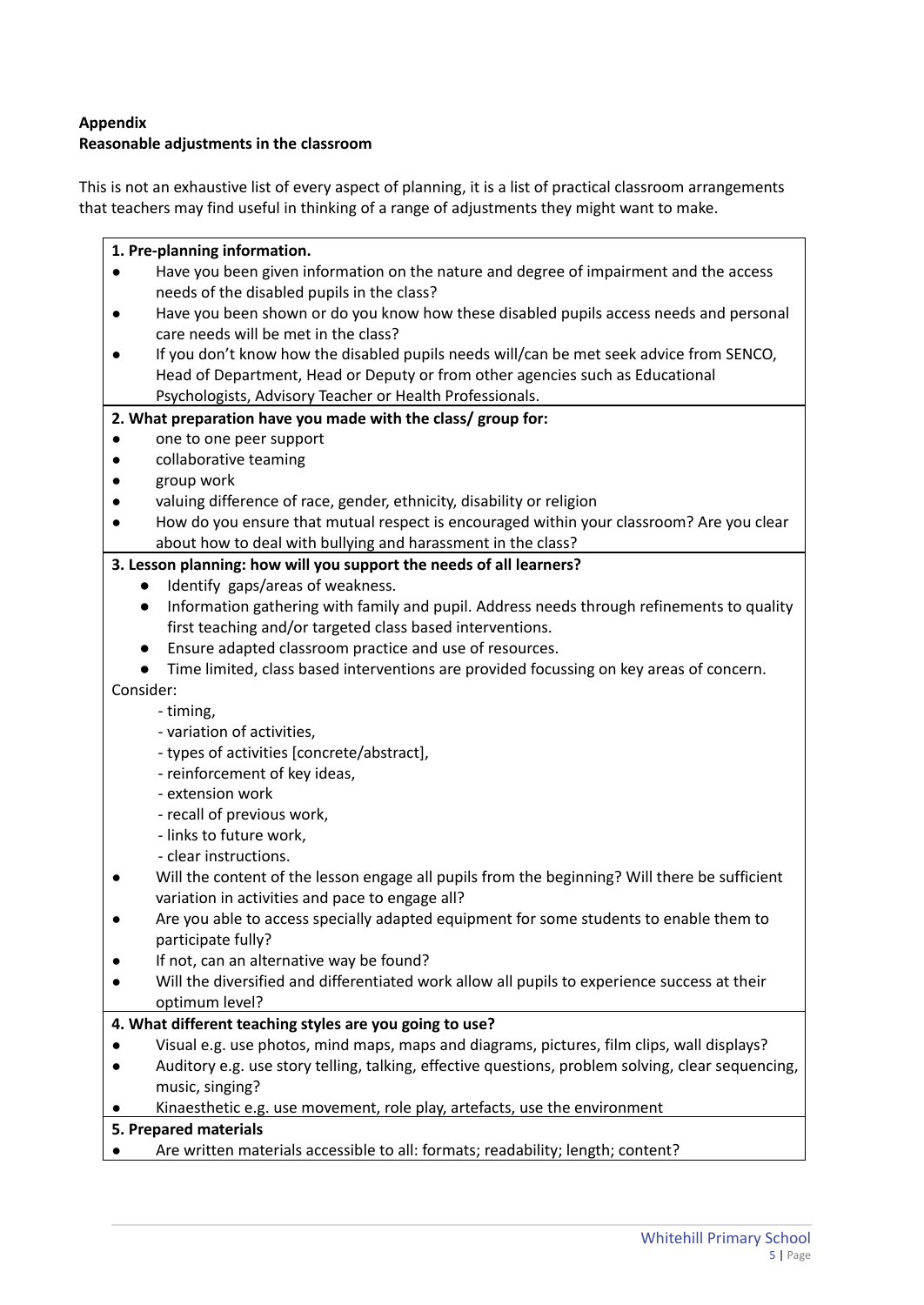**Appendix**
**Reasonable adjustments in the classroom**

This is not an exhaustive list of every aspect of planning, it is a list of practical classroom arrangements that teachers may find useful in thinking of a range of adjustments they might want to make.

**1. Pre-planning information.**

- Have you been given information on the nature and degree of impairment and the access needs of the disabled pupils in the class?
- Have you been shown or do you know how these disabled pupils access needs and personal care needs will be met in the class?
- If you don't know how the disabled pupils needs will/can be met seek advice from SENCO, Head of Department, Head or Deputy or from other agencies such as Educational Psychologists, Advisory Teacher or Health Professionals.

**2. What preparation have you made with the class/ group for:**

- one to one peer support
- collaborative teaming
- group work
- valuing difference of race, gender, ethnicity, disability or religion
- How do you ensure that mutual respect is encouraged within your classroom? Are you clear about how to deal with bullying and harassment in the class?

**3. Lesson planning: how will you support the needs of all learners?**

- Identify gaps/areas of weakness.
- Information gathering with family and pupil. Address needs through refinements to quality first teaching and/or targeted class based interventions.
- Ensure adapted classroom practice and use of resources.
- Time limited, class based interventions are provided focussing on key areas of concern.

Consider:

- timing,
- variation of activities,
- types of activities [concrete/abstract],
- reinforcement of key ideas,
- extension work
- recall of previous work,
- links to future work,
- clear instructions.

- Will the content of the lesson engage all pupils from the beginning? Will there be sufficient variation in activities and pace to engage all?
- Are you able to access specially adapted equipment for some students to enable them to participate fully?
- If not, can an alternative way be found?
- Will the diversified and differentiated work allow all pupils to experience success at their optimum level?

**4. What different teaching styles are you going to use?**

- Visual e.g. use photos, mind maps, maps and diagrams, pictures, film clips, wall displays?
- Auditory e.g. use story telling, talking, effective questions, problem solving, clear sequencing, music, singing?
- Kinaesthetic e.g. use movement, role play, artefacts, use the environment

**5. Prepared materials**

- Are written materials accessible to all: formats; readability; length; content?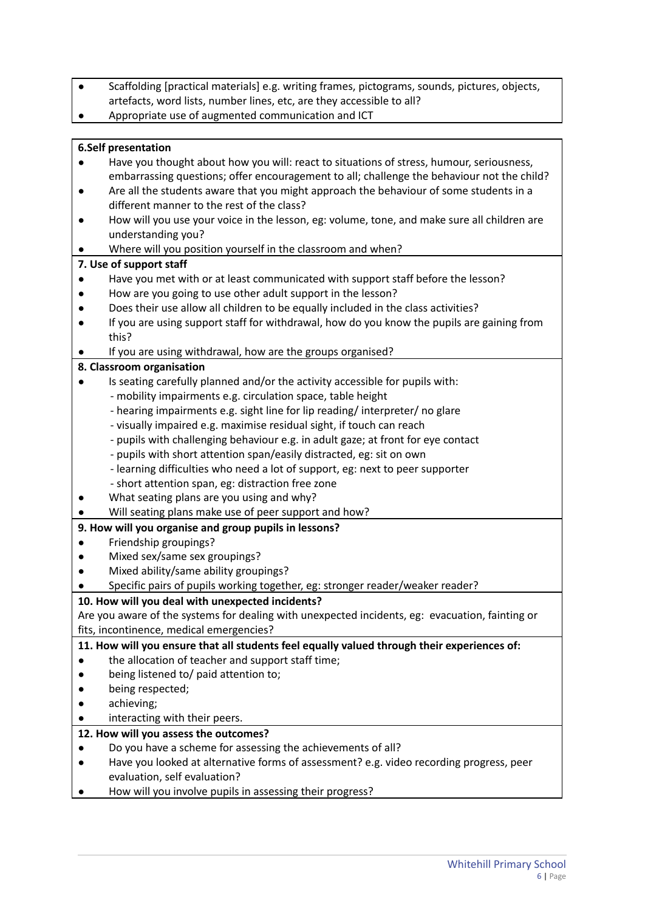- Scaffolding [practical materials] e.g. writing frames, pictograms, sounds, pictures, objects, artefacts, word lists, number lines, etc, are they accessible to all?
- Appropriate use of augmented communication and ICT

**6.Self presentation**

- Have you thought about how you will: react to situations of stress, humour, seriousness, embarrassing questions; offer encouragement to all; challenge the behaviour not the child?
- Are all the students aware that you might approach the behaviour of some students in a different manner to the rest of the class?
- How will you use your voice in the lesson, eg: volume, tone, and make sure all children are understanding you?
- Where will you position yourself in the classroom and when?

**7. Use of support staff**

- Have you met with or at least communicated with support staff before the lesson?
- How are you going to use other adult support in the lesson?
- Does their use allow all children to be equally included in the class activities?
- If you are using support staff for withdrawal, how do you know the pupils are gaining from this?
- If you are using withdrawal, how are the groups organised?

**8. Classroom organisation**

- Is seating carefully planned and/or the activity accessible for pupils with:
  - mobility impairments e.g. circulation space, table height
  - hearing impairments e.g. sight line for lip reading/ interpreter/ no glare
  - visually impaired e.g. maximise residual sight, if touch can reach
  - pupils with challenging behaviour e.g. in adult gaze; at front for eye contact
  - pupils with short attention span/easily distracted, eg: sit on own
  - learning difficulties who need a lot of support, eg: next to peer supporter
  - short attention span, eg: distraction free zone
- What seating plans are you using and why?
- Will seating plans make use of peer support and how?

**9. How will you organise and group pupils in lessons?**

- Friendship groupings?
- Mixed sex/same sex groupings?
- Mixed ability/same ability groupings?
- Specific pairs of pupils working together, eg: stronger reader/weaker reader?

**10. How will you deal with unexpected incidents?**

Are you aware of the systems for dealing with unexpected incidents, eg: evacuation, fainting or fits, incontinence, medical emergencies?

**11. How will you ensure that all students feel equally valued through their experiences of:**

- the allocation of teacher and support staff time;
- being listened to/ paid attention to;
- being respected;
- achieving;
- interacting with their peers.

**12. How will you assess the outcomes?**

- Do you have a scheme for assessing the achievements of all?
- Have you looked at alternative forms of assessment? e.g. video recording progress, peer evaluation, self evaluation?
- How will you involve pupils in assessing their progress?